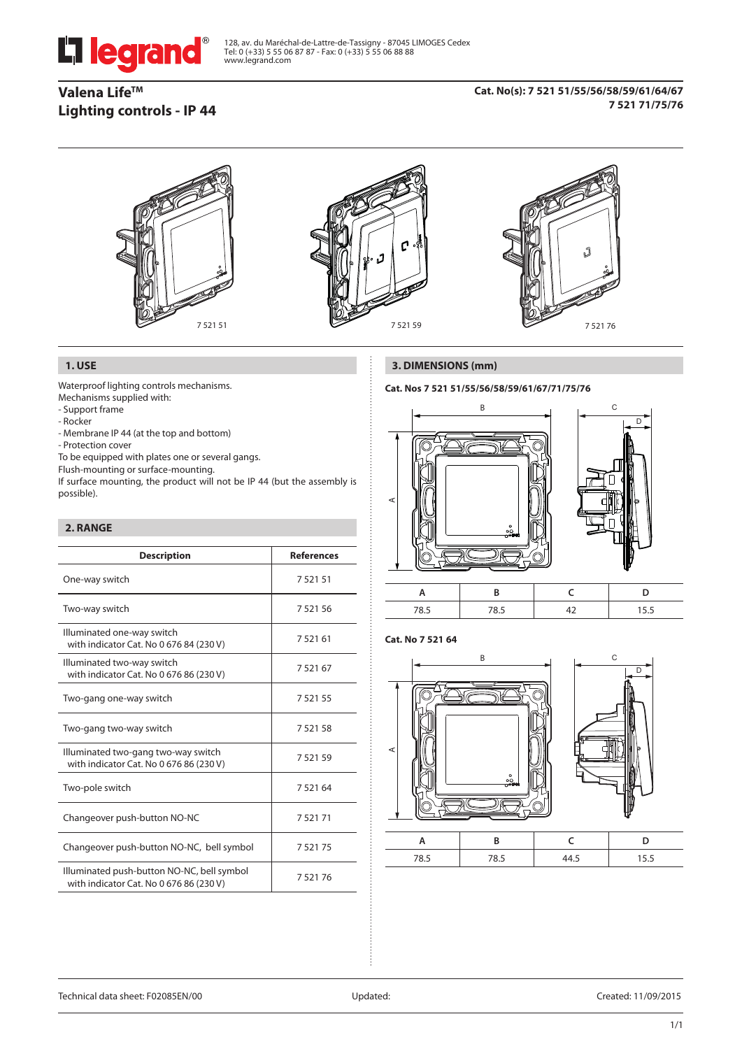128, av. du Maréchal-de-Lattre-de-Tassigny - 87045 LIMOGES Cedex
Tel: 0 (+33) 5 55 06 87 87 - Fax: 0 (+33) 5 55 06 88 88
www.legrand.com

# Valena Life™
# Lighting controls - IP 44

**Cat. No(s): 7 521 51/55/56/58/59/61/64/67**
**7 521 71/75/76**

7 521 51 7 521 59 7 521 76

## 1. USE

Waterproof lighting controls mechanisms.
Mechanisms supplied with:
- Support frame
- Rocker
- Membrane IP 44 (at the top and bottom)
- Protection cover

To be equipped with plates one or several gangs.
Flush-mounting or surface-mounting.
If surface mounting, the product will not be IP 44 (but the assembly is possible).

## 2. RANGE

| Description | References |
|---|---|
| One-way switch | 7 521 51 |
| Two-way switch | 7 521 56 |
| Illuminated one-way switch with indicator Cat. No 0 676 84 (230 V) | 7 521 61 |
| Illuminated two-way switch with indicator Cat. No 0 676 86 (230 V) | 7 521 67 |
| Two-gang one-way switch | 7 521 55 |
| Two-gang two-way switch | 7 521 58 |
| Illuminated two-gang two-way switch with indicator Cat. No 0 676 86 (230 V) | 7 521 59 |
| Two-pole switch | 7 521 64 |
| Changeover push-button NO-NC | 7 521 71 |
| Changeover push-button NO-NC, bell symbol | 7 521 75 |
| Illuminated push-button NO-NC, bell symbol with indicator Cat. No 0 676 86 (230 V) | 7 521 76 |

## 3. DIMENSIONS (mm)

**Cat. Nos 7 521 51/55/56/58/59/61/67/71/75/76**

| A | B | C | D |
|---|---|---|---|
| 78.5 | 78.5 | 42 | 15.5 |

**Cat. No 7 521 64**

| A | B | C | D |
|---|---|---|---|
| 78.5 | 78.5 | 44.5 | 15.5 |

Technical data sheet: F02085EN/00 Updated: Created: 11/09/2015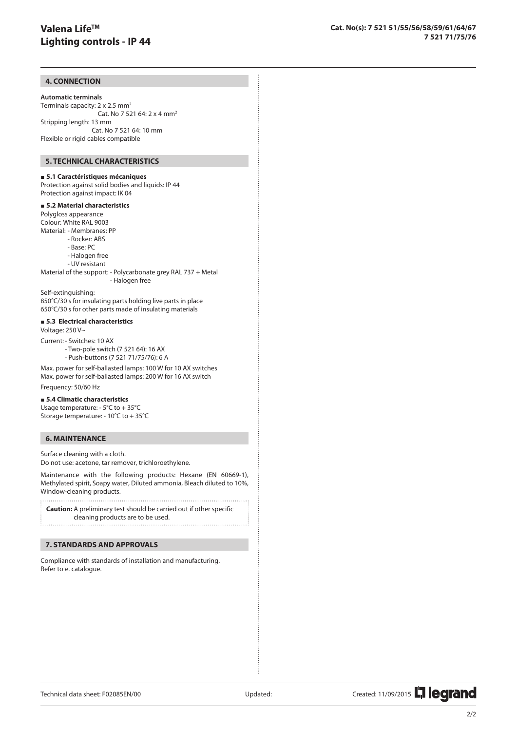## 4. CONNECTION

**Automatic terminals**

Terminals capacity: 2 x 2.5 mm$^2$
Cat. No 7 521 64: 2 x 4 mm$^2$
Stripping length: 13 mm
Cat. No 7 521 64: 10 mm
Flexible or rigid cables compatible

## 5. TECHNICAL CHARACTERISTICS

### ■ 5.1 Caractéristiques mécaniques

Protection against solid bodies and liquids: IP 44
Protection against impact: IK 04

### ■ 5.2 Material characteristics

Polygloss appearance
Colour: White RAL 9003
Material: - Membranes: PP
- Rocker: ABS
- Base: PC
- Halogen free
- UV resistant

Material of the support: - Polycarbonate grey RAL 737 + Metal
- Halogen free

Self-extinguishing:
850°C/30 s for insulating parts holding live parts in place
650°C/30 s for other parts made of insulating materials

### ■ 5.3 Electrical characteristics

Voltage: 250 V~

Current: - Switches: 10 AX
- Two-pole switch (7 521 64): 16 AX
- Push-buttons (7 521 71/75/76): 6 A

Max. power for self-ballasted lamps: 100 W for 10 AX switches
Max. power for self-ballasted lamps: 200 W for 16 AX switch

Frequency: 50/60 Hz

### ■ 5.4 Climatic characteristics

Usage temperature: - 5°C to + 35°C
Storage temperature: - 10°C to + 35°C

## 6. MAINTENANCE

Surface cleaning with a cloth.
Do not use: acetone, tar remover, trichloroethylene.

Maintenance with the following products: Hexane (EN 60669-1), Methylated spirit, Soapy water, Diluted ammonia, Bleach diluted to 10%, Window-cleaning products.

**Caution:** A preliminary test should be carried out if other specific cleaning products are to be used.

## 7. STANDARDS AND APPROVALS

Compliance with standards of installation and manufacturing.
Refer to e. catalogue.